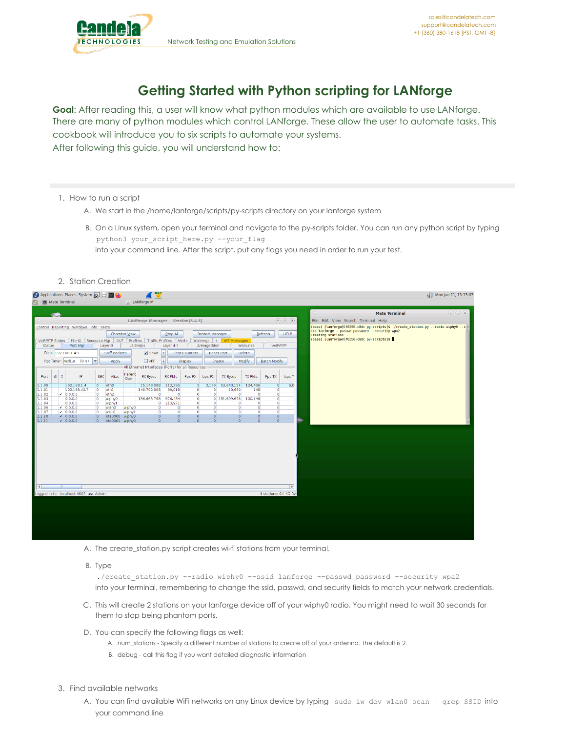# Getting Started with Python scripting for LANforge

**Goal**: After reading this, a user will know what python modules which are available to use LANforge. There are many of python modules which control LANforge. These allow the user to automate tasks. This cookbook will introduce you to six scripts to automate your systems.
After following this guide, you will understand how to:

1. How to run a script
   A. We start in the /home/lanforge/scripts/py-scripts directory on your lanforge system
   B. On a Linux system, open your terminal and navigate to the py-scripts folder. You can run any python script by typing
      `python3 your_script_here.py --your_flag`
      into your command line. After the script, put any flags you need in order to run your test.

2. Station Creation

   A. The create_station.py script creates wi-fi stations from your terminal.
   B. Type
      `./create_station.py --radio wiphy0 --ssid lanforge --passwd password --security wpa2`
      into your terminal, remembering to change the ssid, passwd, and security fields to match your network credentials.
   C. This will create 2 stations on your lanforge device off of your wiphy0 radio. You might need to wait 30 seconds for them to stop being phantom ports.
   D. You can specify the following flags as well:
      A. num_stations - Specify a different number of stations to create off of your antenna. The default is 2.
      B. debug - call this flag if you want detailed diagnostic information

3. Find available networks
   A. You can find available WiFi networks on any Linux device by typing `sudo iw dev wlan0 scan | grep SSID` into your command line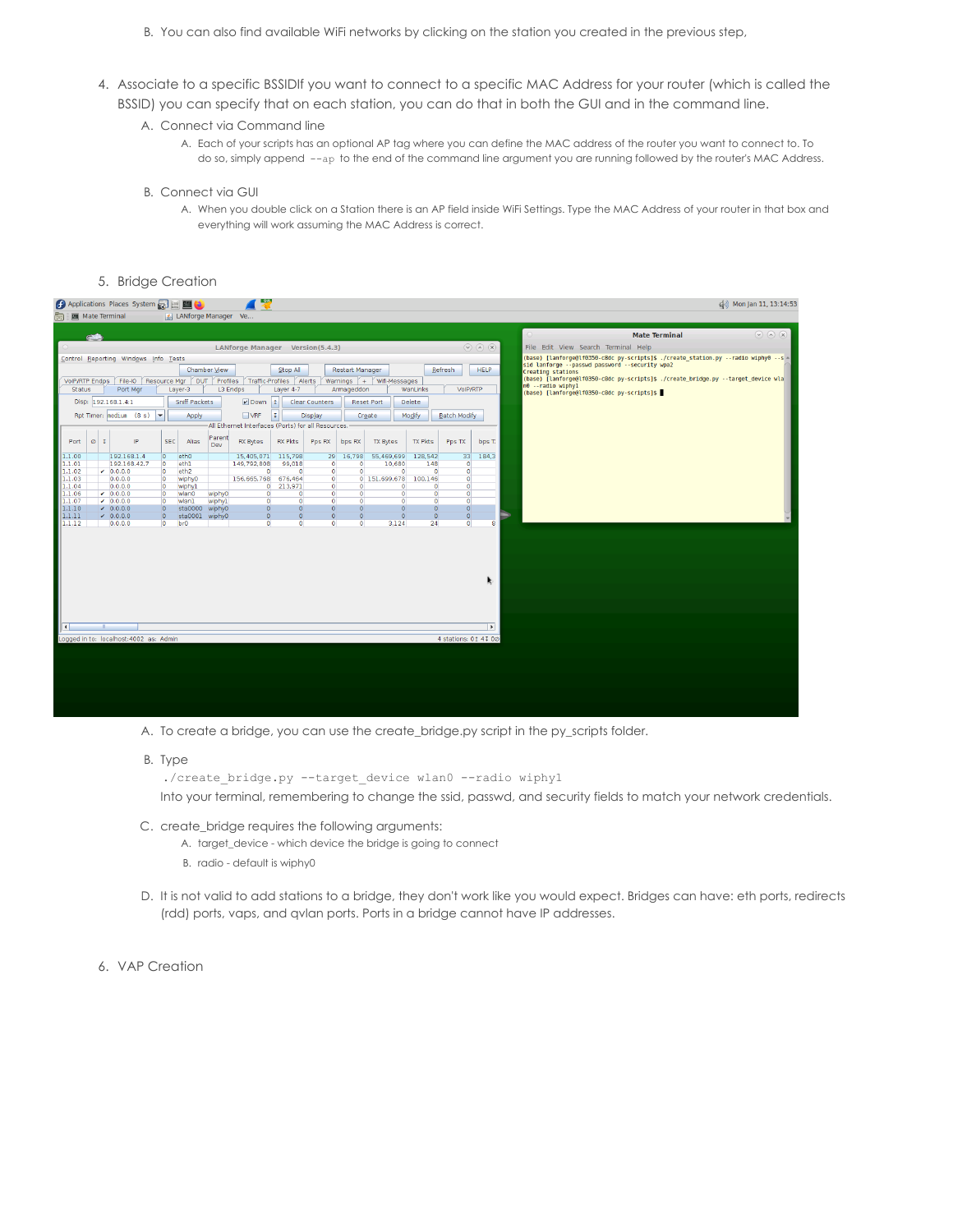B. You can also find available WiFi networks by clicking on the station you created in the previous step,

4. Associate to a specific BSSIDIf you want to connect to a specific MAC Address for your router (which is called the BSSID) you can specify that on each station, you can do that in both the GUI and in the command line.
   A. Connect via Command line
      A. Each of your scripts has an optional AP tag where you can define the MAC address of the router you want to connect to. To do so, simply append `--ap` to the end of the command line argument you are running followed by the router's MAC Address.
   B. Connect via GUI
      A. When you double click on a Station there is an AP field inside WiFi Settings. Type the MAC Address of your router in that box and everything will work assuming the MAC Address is correct.

5. Bridge Creation

   A. To create a bridge, you can use the create_bridge.py script in the py_scripts folder.
   B. Type

   ```
   ./create_bridge.py --target_device wlan0 --radio wiphy1
   ```

   Into your terminal, remembering to change the ssid, passwd, and security fields to match your network credentials.

   C. create_bridge requires the following arguments:
      A. target_device - which device the bridge is going to connect
      B. radio - default is wiphy0
   D. It is not valid to add stations to a bridge, they don't work like you would expect. Bridges can have: eth ports, redirects (rdd) ports, vaps, and qvlan ports. Ports in a bridge cannot have IP addresses.

6. VAP Creation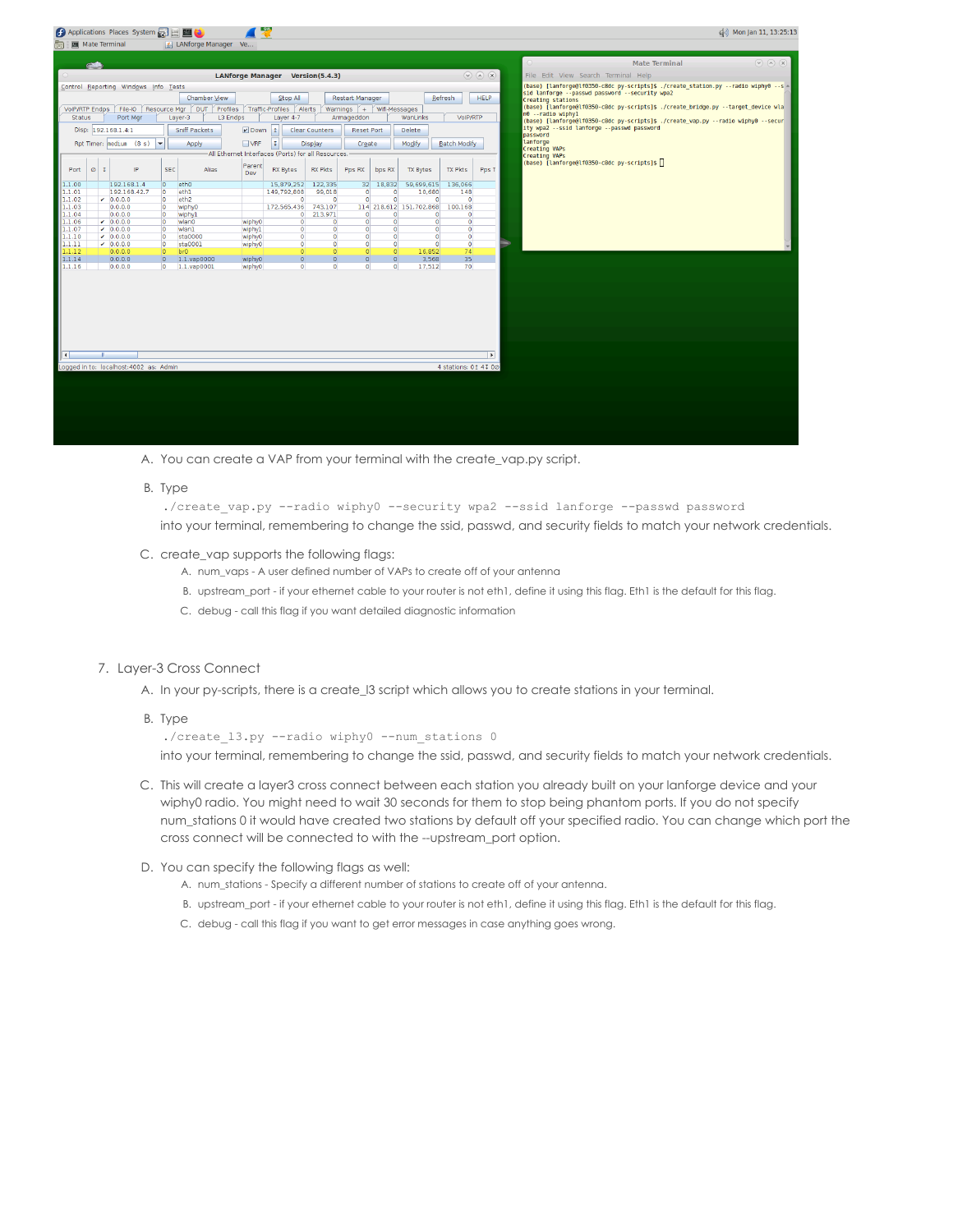A. You can create a VAP from your terminal with the create_vap.py script.

B. Type

```
./create_vap.py --radio wiphy0 --security wpa2 --ssid lanforge --passwd password
```

into your terminal, remembering to change the ssid, passwd, and security fields to match your network credentials.

C. create_vap supports the following flags:

   A. num_vaps - A user defined number of VAPs to create off of your antenna
   
   B. upstream_port - if your ethernet cable to your router is not eth1, define it using this flag. Eth1 is the default for this flag.
   
   C. debug - call this flag if you want detailed diagnostic information

7. Layer-3 Cross Connect

A. In your py-scripts, there is a create_l3 script which allows you to create stations in your terminal.

B. Type

```
./create_l3.py --radio wiphy0 --num_stations 0
```

into your terminal, remembering to change the ssid, passwd, and security fields to match your network credentials.

C. This will create a layer3 cross connect between each station you already built on your lanforge device and your wiphy0 radio. You might need to wait 30 seconds for them to stop being phantom ports. If you do not specify num_stations 0 it would have created two stations by default off your specified radio. You can change which port the cross connect will be connected to with the --upstream_port option.

D. You can specify the following flags as well:

   A. num_stations - Specify a different number of stations to create off of your antenna.
   
   B. upstream_port - if your ethernet cable to your router is not eth1, define it using this flag. Eth1 is the default for this flag.
   
   C. debug - call this flag if you want to get error messages in case anything goes wrong.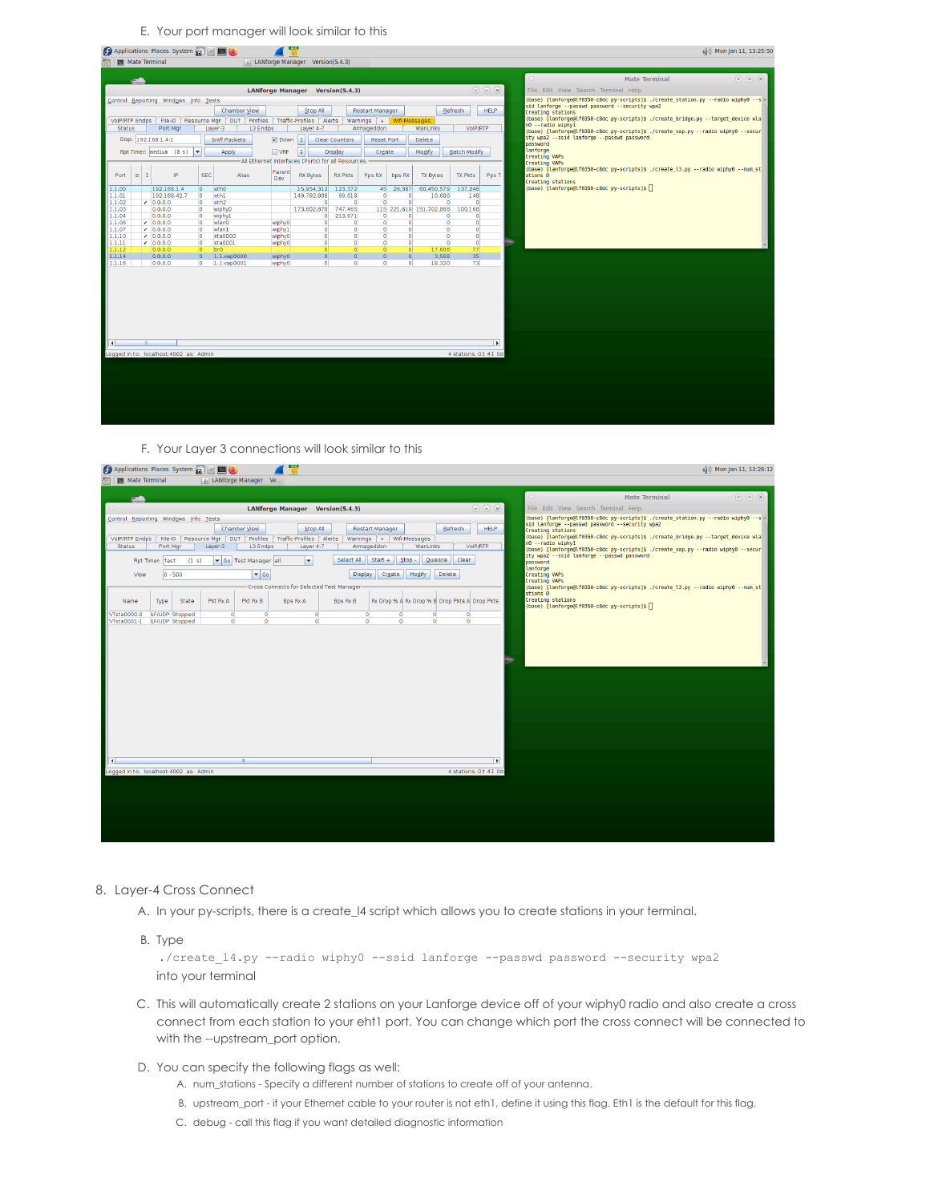E. Your port manager will look similar to this

F. Your Layer 3 connections will look similar to this

8. Layer-4 Cross Connect

   A. In your py-scripts, there is a create_l4 script which allows you to create stations in your terminal.

   B. Type

   ```
   ./create_l4.py --radio wiphy0 --ssid lanforge --passwd password --security wpa2
   ```

   into your terminal

   C. This will automatically create 2 stations on your Lanforge device off of your wiphy0 radio and also create a cross connect from each station to your eht1 port. You can change which port the cross connect will be connected to with the --upstream_port option.

   D. You can specify the following flags as well:

      A. num_stations - Specify a different number of stations to create off of your antenna.

      B. upstream_port - if your Ethernet cable to your router is not eth1, define it using this flag. Eth1 is the default for this flag.

      C. debug - call this flag if you want detailed diagnostic information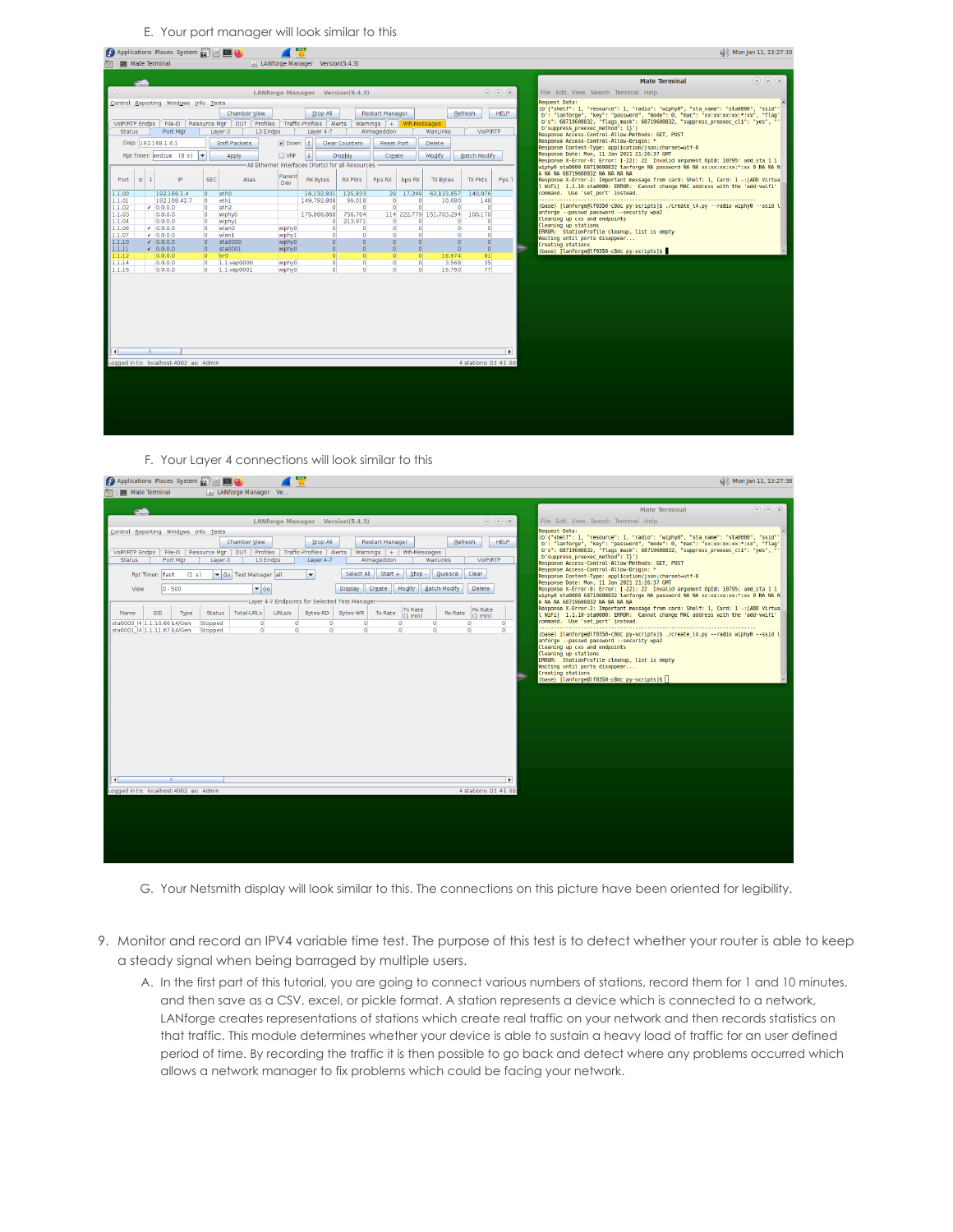E. Your port manager will look similar to this

F. Your Layer 4 connections will look similar to this

G. Your Netsmith display will look similar to this. The connections on this picture have been oriented for legibility.

9. Monitor and record an IPV4 variable time test. The purpose of this test is to detect whether your router is able to keep a steady signal when being barraged by multiple users.

   A. In the first part of this tutorial, you are going to connect various numbers of stations, record them for 1 and 10 minutes, and then save as a CSV, excel, or pickle format. A station represents a device which is connected to a network, LANforge creates representations of stations which create real traffic on your network and then records statistics on that traffic. This module determines whether your device is able to sustain a heavy load of traffic for an user defined period of time. By recording the traffic it is then possible to go back and detect where any problems occurred which allows a network manager to fix problems which could be facing your network.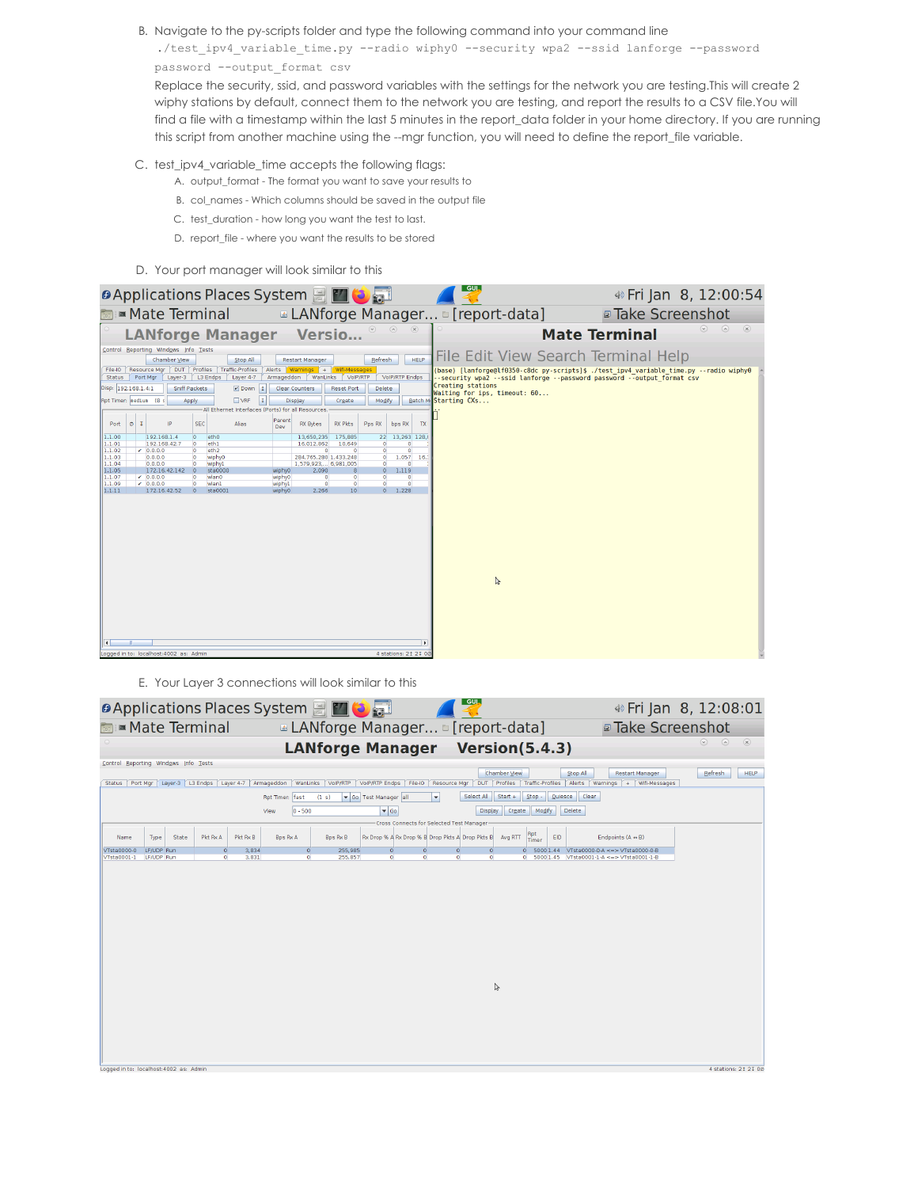B. Navigate to the py-scripts folder and type the following command into your command line

```
./test_ipv4_variable_time.py --radio wiphy0 --security wpa2 --ssid lanforge --password password --output_format csv
```

Replace the security, ssid, and password variables with the settings for the network you are testing.This will create 2 wiphy stations by default, connect them to the network you are testing, and report the results to a CSV file.You will find a file with a timestamp within the last 5 minutes in the report_data folder in your home directory. If you are running this script from another machine using the --mgr function, you will need to define the report_file variable.

C. test_ipv4_variable_time accepts the following flags:

   A. output_format - The format you want to save your results to
   B. col_names - Which columns should be saved in the output file
   C. test_duration - how long you want the test to last.
   D. report_file - where you want the results to be stored

D. Your port manager will look similar to this

E. Your Layer 3 connections will look similar to this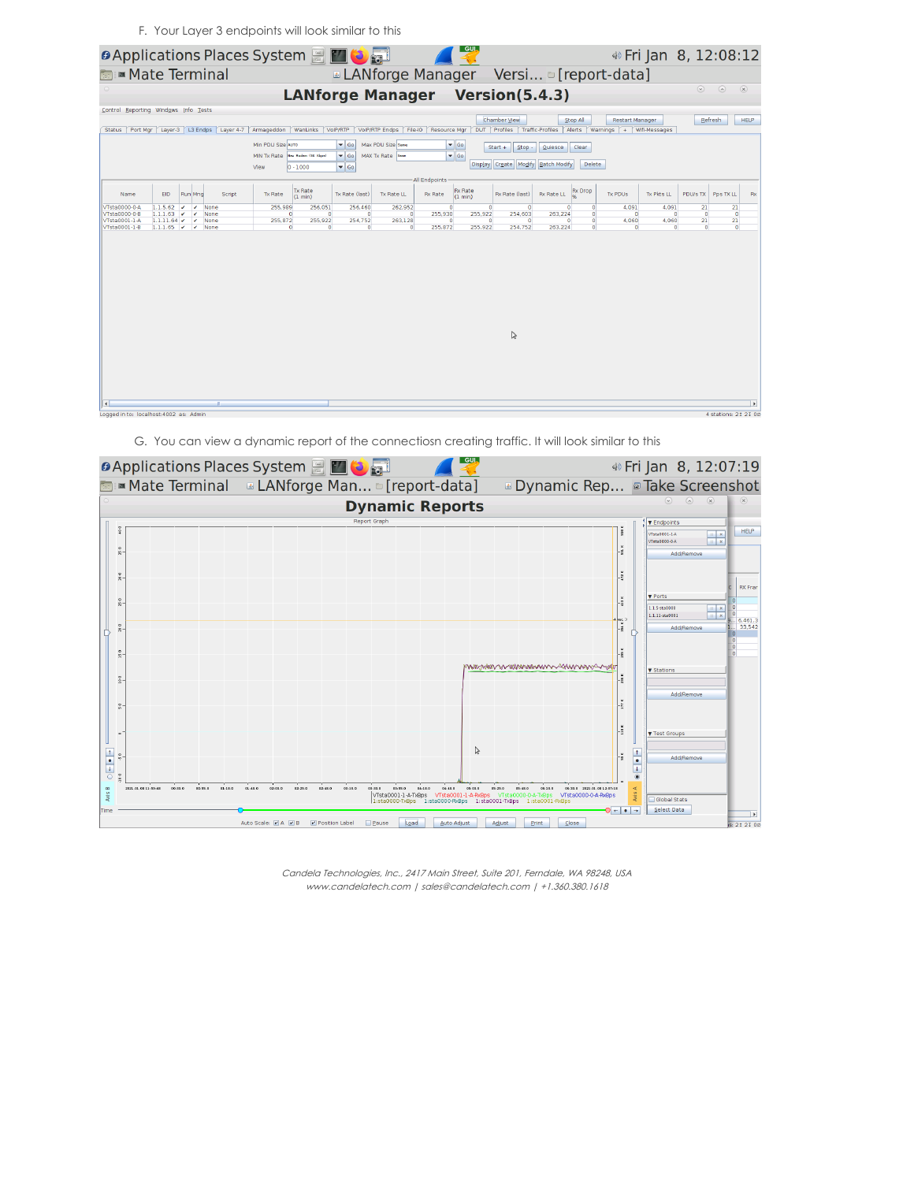F. Your Layer 3 endpoints will look similar to this

G. You can view a dynamic report of the connectiosn creating traffic. It will look similar to this

*Candela Technologies, Inc., 2417 Main Street, Suite 201, Ferndale, WA 98248, USA*
*www.candelatech.com | sales@candelatech.com | +1.360.380.1618*